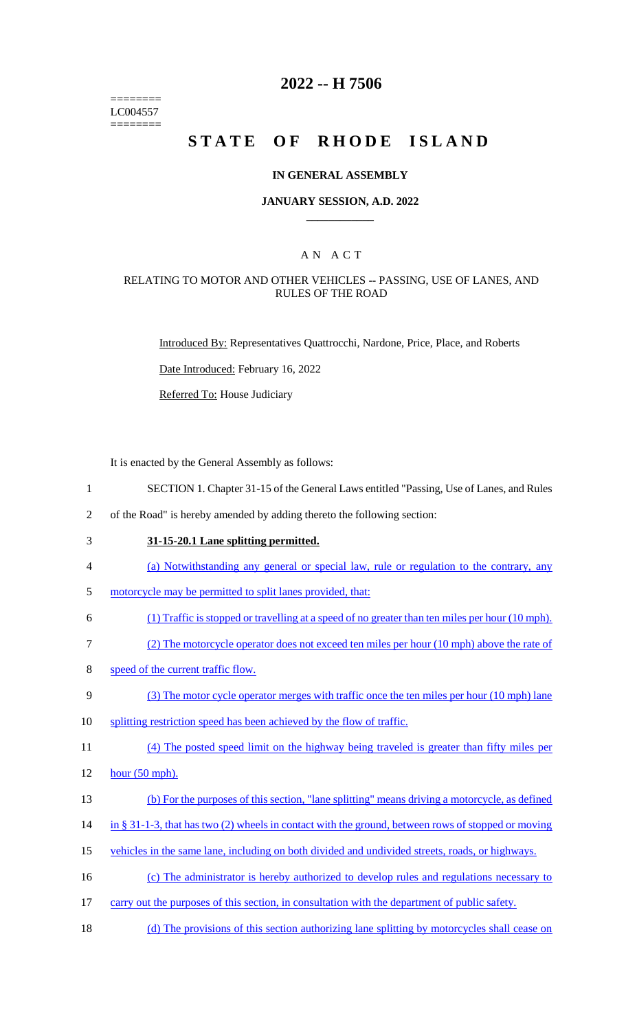========
LC004557
========

# 2022 -- H 7506

# STATE OF RHODE ISLAND

## IN GENERAL ASSEMBLY

### JANUARY SESSION, A.D. 2022

---

## A N A C T

### RELATING TO MOTOR AND OTHER VEHICLES -- PASSING, USE OF LANES, AND RULES OF THE ROAD

Introduced By: Representatives Quattrocchi, Nardone, Price, Place, and Roberts

Date Introduced: February 16, 2022

Referred To: House Judiciary

It is enacted by the General Assembly as follows:

1 SECTION 1. Chapter 31-15 of the General Laws entitled "Passing, Use of Lanes, and Rules
2 of the Road" is hereby amended by adding thereto the following section:

3 **31-15-20.1 Lane splitting permitted.**

4 (a) Notwithstanding any general or special law, rule or regulation to the contrary, any
5 motorcycle may be permitted to split lanes provided, that:

6 (1) Traffic is stopped or travelling at a speed of no greater than ten miles per hour (10 mph).

7 (2) The motorcycle operator does not exceed ten miles per hour (10 mph) above the rate of
8 speed of the current traffic flow.

9 (3) The motor cycle operator merges with traffic once the ten miles per hour (10 mph) lane
10 splitting restriction speed has been achieved by the flow of traffic.

11 (4) The posted speed limit on the highway being traveled is greater than fifty miles per
12 hour (50 mph).

13 (b) For the purposes of this section, "lane splitting" means driving a motorcycle, as defined
14 in § 31-1-3, that has two (2) wheels in contact with the ground, between rows of stopped or moving
15 vehicles in the same lane, including on both divided and undivided streets, roads, or highways.

16 (c) The administrator is hereby authorized to develop rules and regulations necessary to
17 carry out the purposes of this section, in consultation with the department of public safety.

18 (d) The provisions of this section authorizing lane splitting by motorcycles shall cease on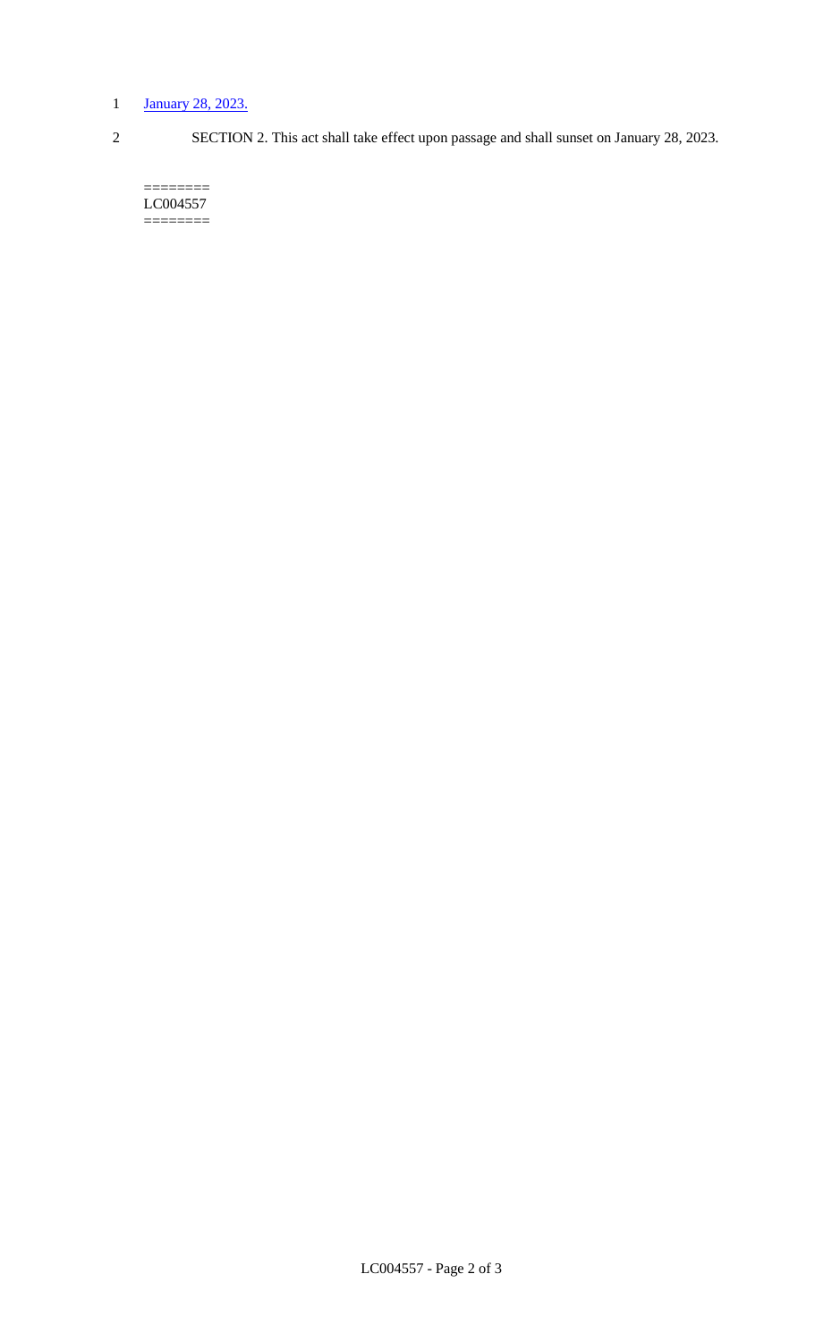January 28, 2023.

SECTION 2. This act shall take effect upon passage and shall sunset on January 28, 2023.

========
LC004557
========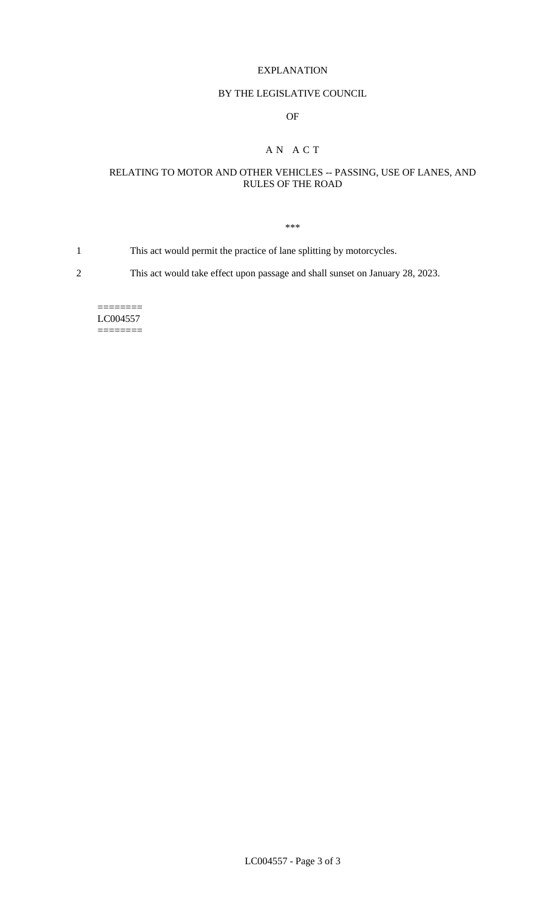EXPLANATION

BY THE LEGISLATIVE COUNCIL

OF

A N A C T

RELATING TO MOTOR AND OTHER VEHICLES -- PASSING, USE OF LANES, AND RULES OF THE ROAD

***

1 This act would permit the practice of lane splitting by motorcycles.

2 This act would take effect upon passage and shall sunset on January 28, 2023.

========
LC004557
========